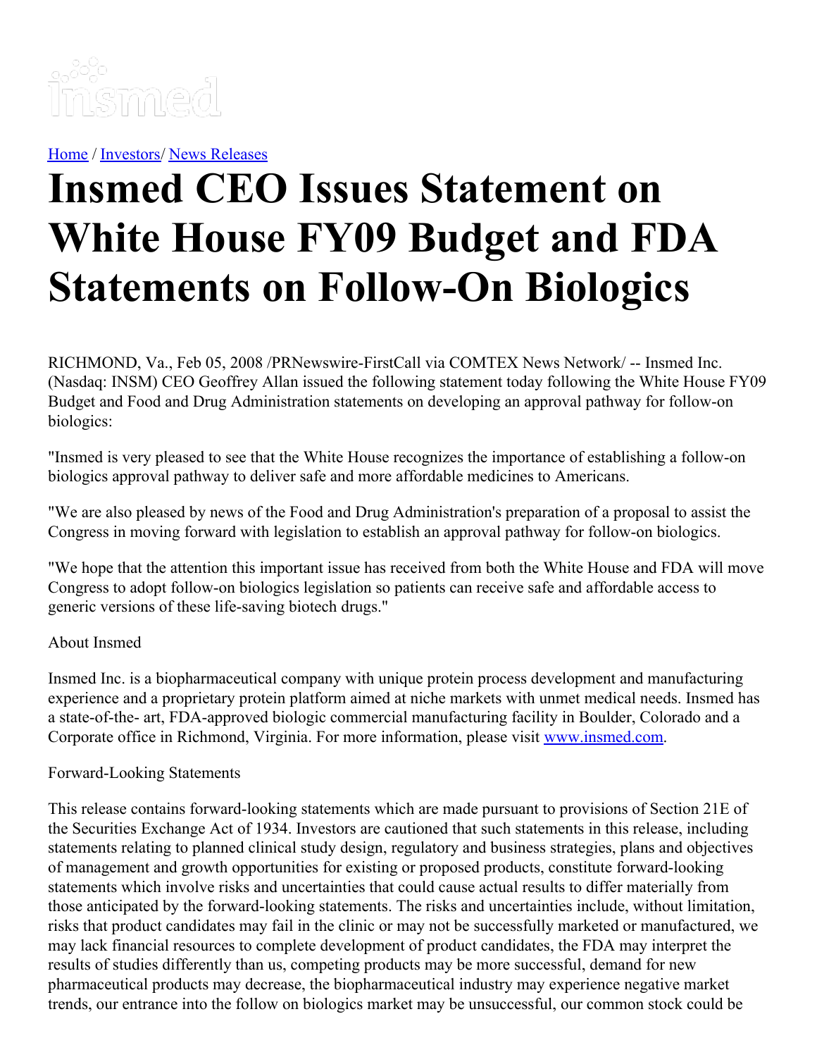[Home](#) / [Investors](#)/ [News Releases](#)

# Insmed CEO Issues Statement on White House FY09 Budget and FDA Statements on Follow-On Biologics

RICHMOND, Va., Feb 05, 2008 /PRNewswire-FirstCall via COMTEX News Network/ -- Insmed Inc. (Nasdaq: INSM) CEO Geoffrey Allan issued the following statement today following the White House FY09 Budget and Food and Drug Administration statements on developing an approval pathway for follow-on biologics:

"Insmed is very pleased to see that the White House recognizes the importance of establishing a follow-on biologics approval pathway to deliver safe and more affordable medicines to Americans.

"We are also pleased by news of the Food and Drug Administration's preparation of a proposal to assist the Congress in moving forward with legislation to establish an approval pathway for follow-on biologics.

"We hope that the attention this important issue has received from both the White House and FDA will move Congress to adopt follow-on biologics legislation so patients can receive safe and affordable access to generic versions of these life-saving biotech drugs."

About Insmed

Insmed Inc. is a biopharmaceutical company with unique protein process development and manufacturing experience and a proprietary protein platform aimed at niche markets with unmet medical needs. Insmed has a state-of-the- art, FDA-approved biologic commercial manufacturing facility in Boulder, Colorado and a Corporate office in Richmond, Virginia. For more information, please visit [www.insmed.com](http://www.insmed.com).

Forward-Looking Statements

This release contains forward-looking statements which are made pursuant to provisions of Section 21E of the Securities Exchange Act of 1934. Investors are cautioned that such statements in this release, including statements relating to planned clinical study design, regulatory and business strategies, plans and objectives of management and growth opportunities for existing or proposed products, constitute forward-looking statements which involve risks and uncertainties that could cause actual results to differ materially from those anticipated by the forward-looking statements. The risks and uncertainties include, without limitation, risks that product candidates may fail in the clinic or may not be successfully marketed or manufactured, we may lack financial resources to complete development of product candidates, the FDA may interpret the results of studies differently than us, competing products may be more successful, demand for new pharmaceutical products may decrease, the biopharmaceutical industry may experience negative market trends, our entrance into the follow on biologics market may be unsuccessful, our common stock could be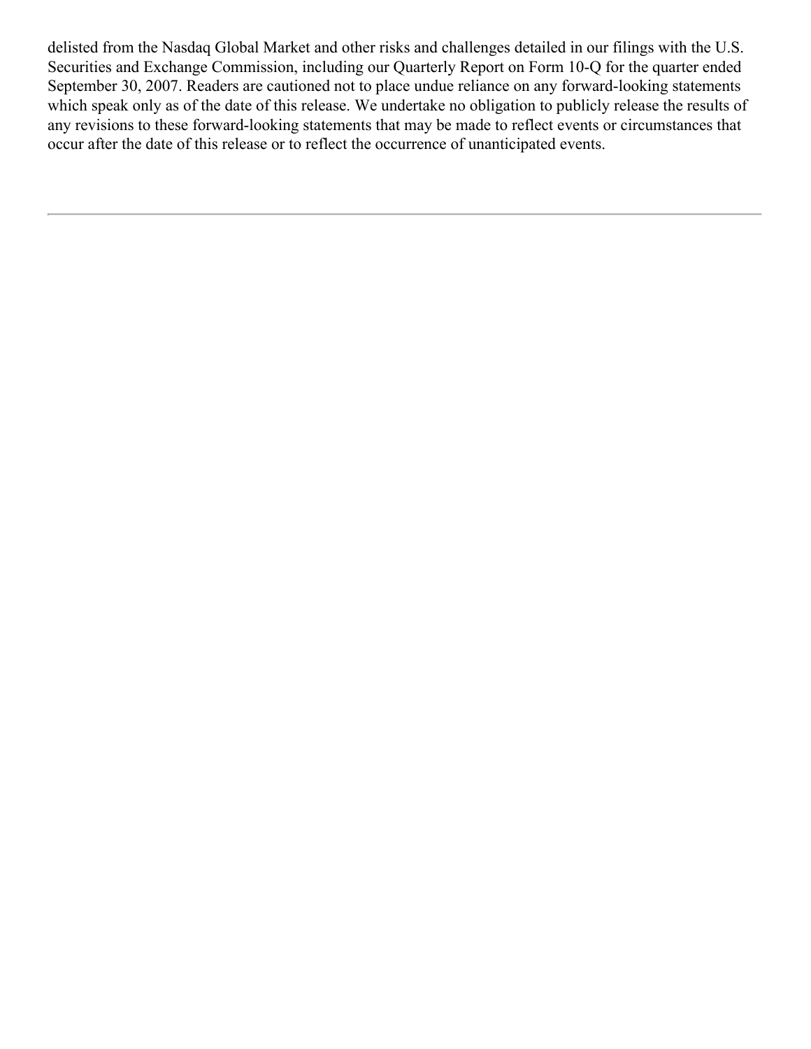delisted from the Nasdaq Global Market and other risks and challenges detailed in our filings with the U.S. Securities and Exchange Commission, including our Quarterly Report on Form 10-Q for the quarter ended September 30, 2007. Readers are cautioned not to place undue reliance on any forward-looking statements which speak only as of the date of this release. We undertake no obligation to publicly release the results of any revisions to these forward-looking statements that may be made to reflect events or circumstances that occur after the date of this release or to reflect the occurrence of unanticipated events.